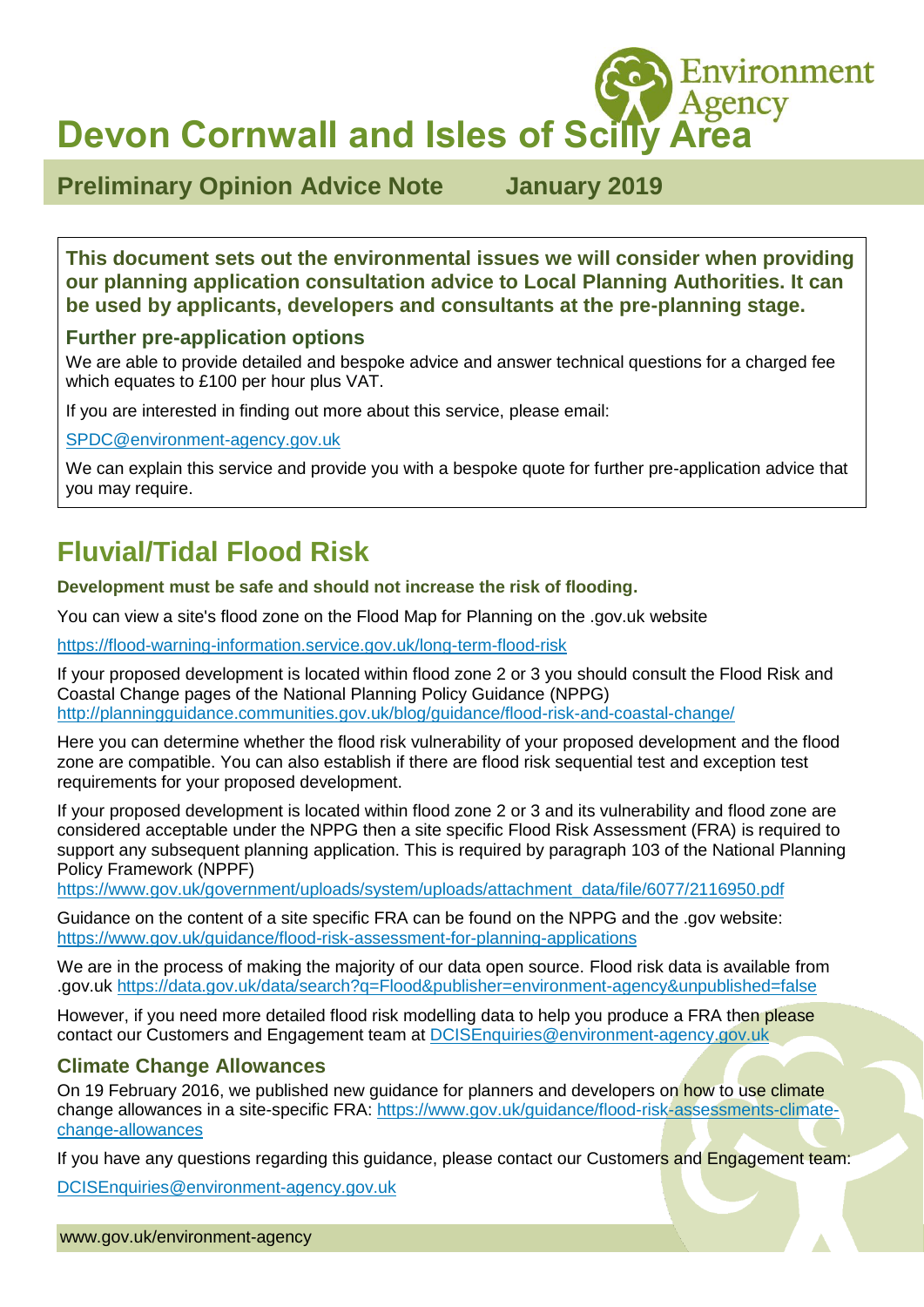# Devon Cornwall and Isles of Scilly Area

## Preliminary Opinion Advice Note January 2019

**This document sets out the environmental issues we will consider when providing our planning application consultation advice to Local Planning Authorities. It can be used by applicants, developers and consultants at the pre-planning stage.**

### Further pre-application options

We are able to provide detailed and bespoke advice and answer technical questions for a charged fee which equates to £100 per hour plus VAT.

If you are interested in finding out more about this service, please email:

SPDC@environment-agency.gov.uk

We can explain this service and provide you with a bespoke quote for further pre-application advice that you may require.

## Fluvial/Tidal Flood Risk

**Development must be safe and should not increase the risk of flooding.**

You can view a site's flood zone on the Flood Map for Planning on the .gov.uk website

https://flood-warning-information.service.gov.uk/long-term-flood-risk

If your proposed development is located within flood zone 2 or 3 you should consult the Flood Risk and Coastal Change pages of the National Planning Policy Guidance (NPPG) http://planningguidance.communities.gov.uk/blog/guidance/flood-risk-and-coastal-change/

Here you can determine whether the flood risk vulnerability of your proposed development and the flood zone are compatible. You can also establish if there are flood risk sequential test and exception test requirements for your proposed development.

If your proposed development is located within flood zone 2 or 3 and its vulnerability and flood zone are considered acceptable under the NPPG then a site specific Flood Risk Assessment (FRA) is required to support any subsequent planning application. This is required by paragraph 103 of the National Planning Policy Framework (NPPF)
https://www.gov.uk/government/uploads/system/uploads/attachment_data/file/6077/2116950.pdf

Guidance on the content of a site specific FRA can be found on the NPPG and the .gov website:
https://www.gov.uk/guidance/flood-risk-assessment-for-planning-applications

We are in the process of making the majority of our data open source. Flood risk data is available from .gov.uk https://data.gov.uk/data/search?q=Flood&publisher=environment-agency&unpublished=false

However, if you need more detailed flood risk modelling data to help you produce a FRA then please contact our Customers and Engagement team at DCISEnquiries@environment-agency.gov.uk

### Climate Change Allowances

On 19 February 2016, we published new guidance for planners and developers on how to use climate change allowances in a site-specific FRA: https://www.gov.uk/guidance/flood-risk-assessments-climate-change-allowances

If you have any questions regarding this guidance, please contact our Customers and Engagement team:

DCISEnquiries@environment-agency.gov.uk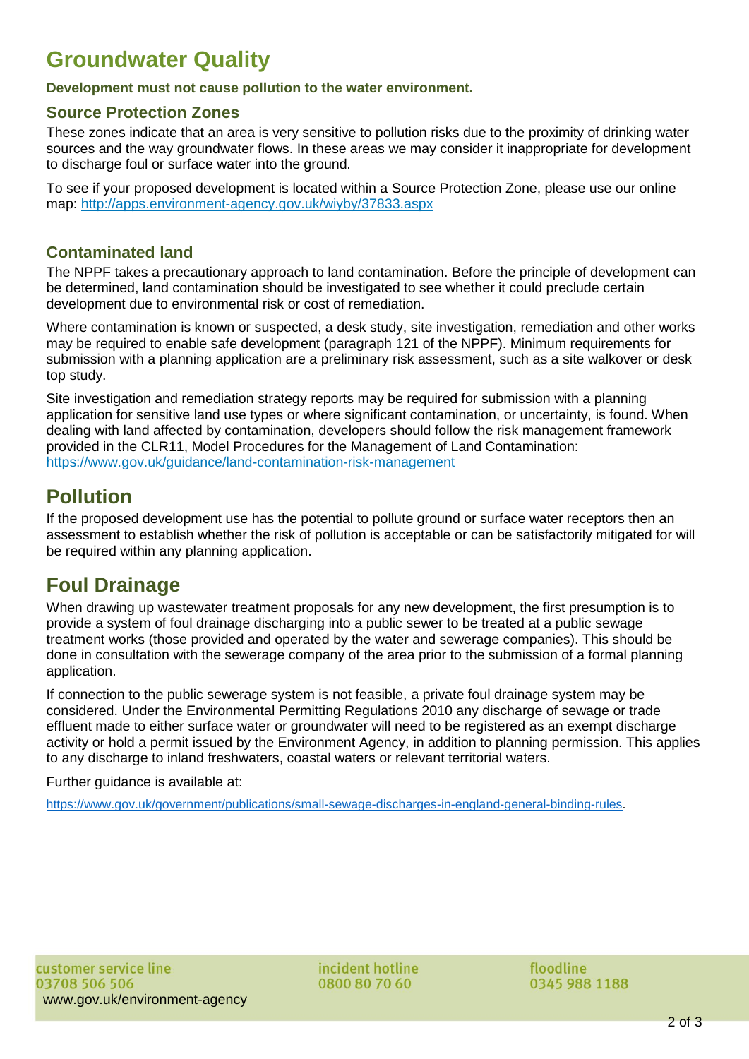# Groundwater Quality

**Development must not cause pollution to the water environment.**

### Source Protection Zones

These zones indicate that an area is very sensitive to pollution risks due to the proximity of drinking water sources and the way groundwater flows. In these areas we may consider it inappropriate for development to discharge foul or surface water into the ground.

To see if your proposed development is located within a Source Protection Zone, please use our online map: http://apps.environment-agency.gov.uk/wiyby/37833.aspx

### Contaminated land

The NPPF takes a precautionary approach to land contamination. Before the principle of development can be determined, land contamination should be investigated to see whether it could preclude certain development due to environmental risk or cost of remediation.

Where contamination is known or suspected, a desk study, site investigation, remediation and other works may be required to enable safe development (paragraph 121 of the NPPF). Minimum requirements for submission with a planning application are a preliminary risk assessment, such as a site walkover or desk top study.

Site investigation and remediation strategy reports may be required for submission with a planning application for sensitive land use types or where significant contamination, or uncertainty, is found. When dealing with land affected by contamination, developers should follow the risk management framework provided in the CLR11, Model Procedures for the Management of Land Contamination: https://www.gov.uk/guidance/land-contamination-risk-management

# Pollution

If the proposed development use has the potential to pollute ground or surface water receptors then an assessment to establish whether the risk of pollution is acceptable or can be satisfactorily mitigated for will be required within any planning application.

# Foul Drainage

When drawing up wastewater treatment proposals for any new development, the first presumption is to provide a system of foul drainage discharging into a public sewer to be treated at a public sewage treatment works (those provided and operated by the water and sewerage companies). This should be done in consultation with the sewerage company of the area prior to the submission of a formal planning application.

If connection to the public sewerage system is not feasible, a private foul drainage system may be considered. Under the Environmental Permitting Regulations 2010 any discharge of sewage or trade effluent made to either surface water or groundwater will need to be registered as an exempt discharge activity or hold a permit issued by the Environment Agency, in addition to planning permission. This applies to any discharge to inland freshwaters, coastal waters or relevant territorial waters.

Further guidance is available at:

https://www.gov.uk/government/publications/small-sewage-discharges-in-england-general-binding-rules.

customer service line
03708 506 506
www.gov.uk/environment-agency

incident hotline
0800 80 70 60

floodline
0345 988 1188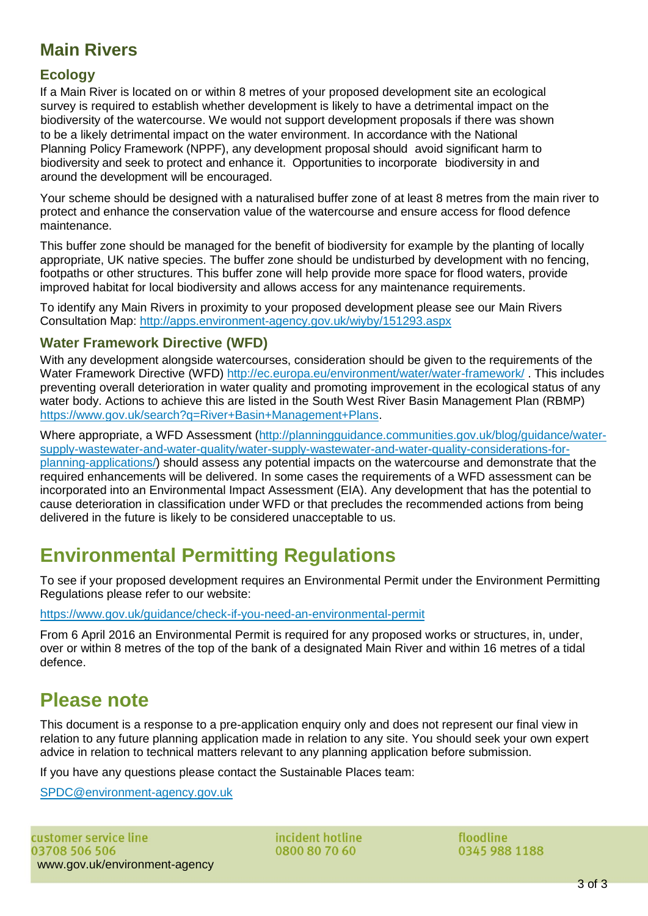## Main Rivers

### Ecology

If a Main River is located on or within 8 metres of your proposed development site an ecological survey is required to establish whether development is likely to have a detrimental impact on the biodiversity of the watercourse. We would not support development proposals if there was shown to be a likely detrimental impact on the water environment. In accordance with the National Planning Policy Framework (NPPF), any development proposal should avoid significant harm to biodiversity and seek to protect and enhance it. Opportunities to incorporate biodiversity in and around the development will be encouraged.

Your scheme should be designed with a naturalised buffer zone of at least 8 metres from the main river to protect and enhance the conservation value of the watercourse and ensure access for flood defence maintenance.

This buffer zone should be managed for the benefit of biodiversity for example by the planting of locally appropriate, UK native species. The buffer zone should be undisturbed by development with no fencing, footpaths or other structures. This buffer zone will help provide more space for flood waters, provide improved habitat for local biodiversity and allows access for any maintenance requirements.

To identify any Main Rivers in proximity to your proposed development please see our Main Rivers Consultation Map: http://apps.environment-agency.gov.uk/wiyby/151293.aspx

### Water Framework Directive (WFD)

With any development alongside watercourses, consideration should be given to the requirements of the Water Framework Directive (WFD) http://ec.europa.eu/environment/water/water-framework/ . This includes preventing overall deterioration in water quality and promoting improvement in the ecological status of any water body. Actions to achieve this are listed in the South West River Basin Management Plan (RBMP) https://www.gov.uk/search?q=River+Basin+Management+Plans.

Where appropriate, a WFD Assessment (http://planningguidance.communities.gov.uk/blog/guidance/water-supply-wastewater-and-water-quality/water-supply-wastewater-and-water-quality-considerations-for-planning-applications/) should assess any potential impacts on the watercourse and demonstrate that the required enhancements will be delivered. In some cases the requirements of a WFD assessment can be incorporated into an Environmental Impact Assessment (EIA). Any development that has the potential to cause deterioration in classification under WFD or that precludes the recommended actions from being delivered in the future is likely to be considered unacceptable to us.

## Environmental Permitting Regulations

To see if your proposed development requires an Environmental Permit under the Environment Permitting Regulations please refer to our website:

https://www.gov.uk/guidance/check-if-you-need-an-environmental-permit

From 6 April 2016 an Environmental Permit is required for any proposed works or structures, in, under, over or within 8 metres of the top of the bank of a designated Main River and within 16 metres of a tidal defence.

## Please note

This document is a response to a pre-application enquiry only and does not represent our final view in relation to any future planning application made in relation to any site. You should seek your own expert advice in relation to technical matters relevant to any planning application before submission.

If you have any questions please contact the Sustainable Places team:

SPDC@environment-agency.gov.uk

customer service line
03708 506 506
www.gov.uk/environment-agency

incident hotline
0800 80 70 60

floodline
0345 988 1188